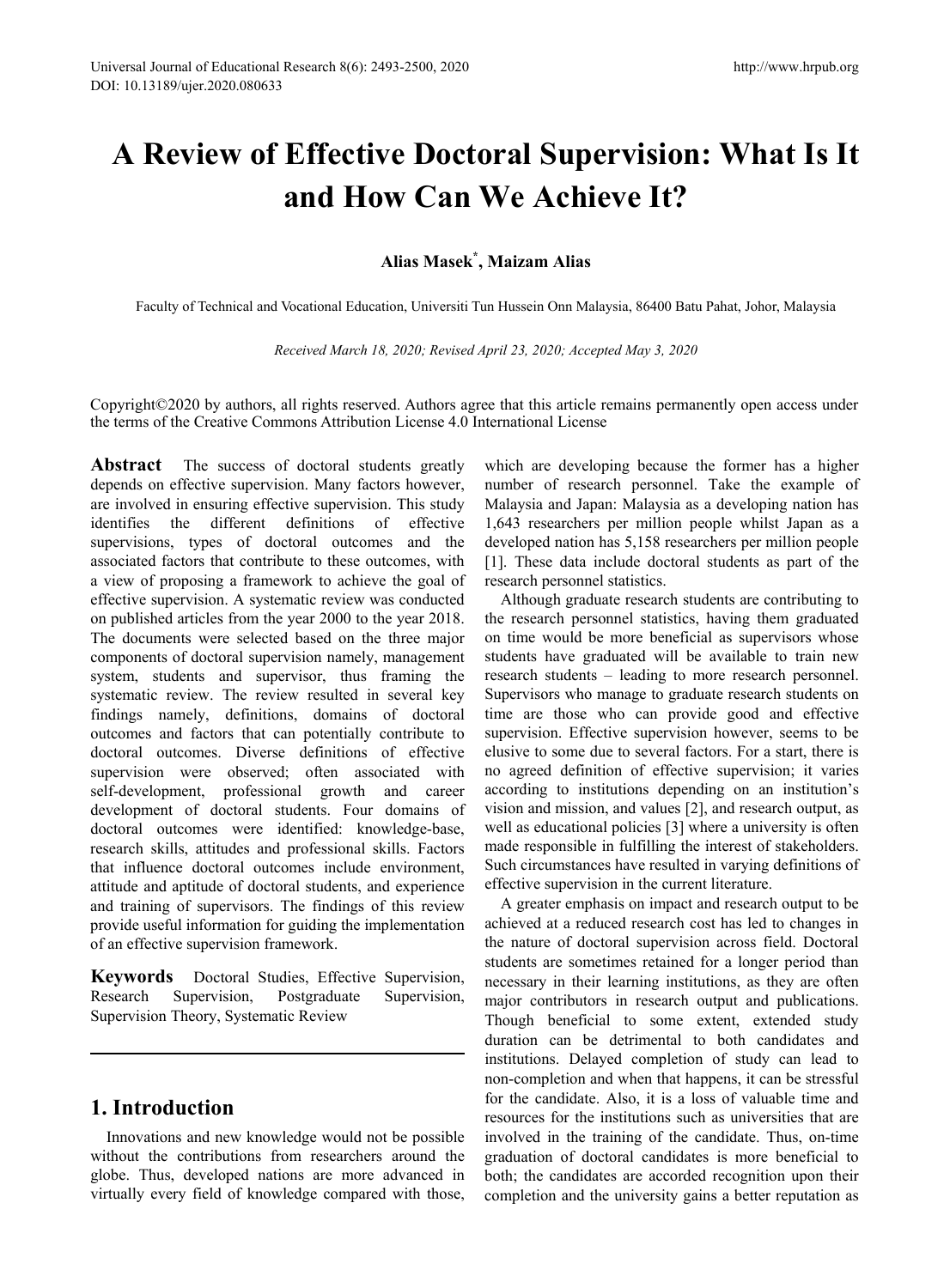# A Review of Effective Doctoral Supervision: What Is It and How Can We Achieve It?

**Alias Masek*, Maizam Alias**

Faculty of Technical and Vocational Education, Universiti Tun Hussein Onn Malaysia, 86400 Batu Pahat, Johor, Malaysia

*Received March 18, 2020; Revised April 23, 2020; Accepted May 3, 2020*

Copyright©2020 by authors, all rights reserved. Authors agree that this article remains permanently open access under the terms of the Creative Commons Attribution License 4.0 International License

**Abstract** The success of doctoral students greatly depends on effective supervision. Many factors however, are involved in ensuring effective supervision. This study identifies the different definitions of effective supervisions, types of doctoral outcomes and the associated factors that contribute to these outcomes, with a view of proposing a framework to achieve the goal of effective supervision. A systematic review was conducted on published articles from the year 2000 to the year 2018. The documents were selected based on the three major components of doctoral supervision namely, management system, students and supervisor, thus framing the systematic review. The review resulted in several key findings namely, definitions, domains of doctoral outcomes and factors that can potentially contribute to doctoral outcomes. Diverse definitions of effective supervision were observed; often associated with self-development, professional growth and career development of doctoral students. Four domains of doctoral outcomes were identified: knowledge-base, research skills, attitudes and professional skills. Factors that influence doctoral outcomes include environment, attitude and aptitude of doctoral students, and experience and training of supervisors. The findings of this review provide useful information for guiding the implementation of an effective supervision framework.

**Keywords** Doctoral Studies, Effective Supervision, Research Supervision, Postgraduate Supervision, Supervision Theory, Systematic Review

## 1. Introduction

Innovations and new knowledge would not be possible without the contributions from researchers around the globe. Thus, developed nations are more advanced in virtually every field of knowledge compared with those, which are developing because the former has a higher number of research personnel. Take the example of Malaysia and Japan: Malaysia as a developing nation has 1,643 researchers per million people whilst Japan as a developed nation has 5,158 researchers per million people [1]. These data include doctoral students as part of the research personnel statistics.

Although graduate research students are contributing to the research personnel statistics, having them graduated on time would be more beneficial as supervisors whose students have graduated will be available to train new research students – leading to more research personnel. Supervisors who manage to graduate research students on time are those who can provide good and effective supervision. Effective supervision however, seems to be elusive to some due to several factors. For a start, there is no agreed definition of effective supervision; it varies according to institutions depending on an institution's vision and mission, and values [2], and research output, as well as educational policies [3] where a university is often made responsible in fulfilling the interest of stakeholders. Such circumstances have resulted in varying definitions of effective supervision in the current literature.

A greater emphasis on impact and research output to be achieved at a reduced research cost has led to changes in the nature of doctoral supervision across field. Doctoral students are sometimes retained for a longer period than necessary in their learning institutions, as they are often major contributors in research output and publications. Though beneficial to some extent, extended study duration can be detrimental to both candidates and institutions. Delayed completion of study can lead to non-completion and when that happens, it can be stressful for the candidate. Also, it is a loss of valuable time and resources for the institutions such as universities that are involved in the training of the candidate. Thus, on-time graduation of doctoral candidates is more beneficial to both; the candidates are accorded recognition upon their completion and the university gains a better reputation as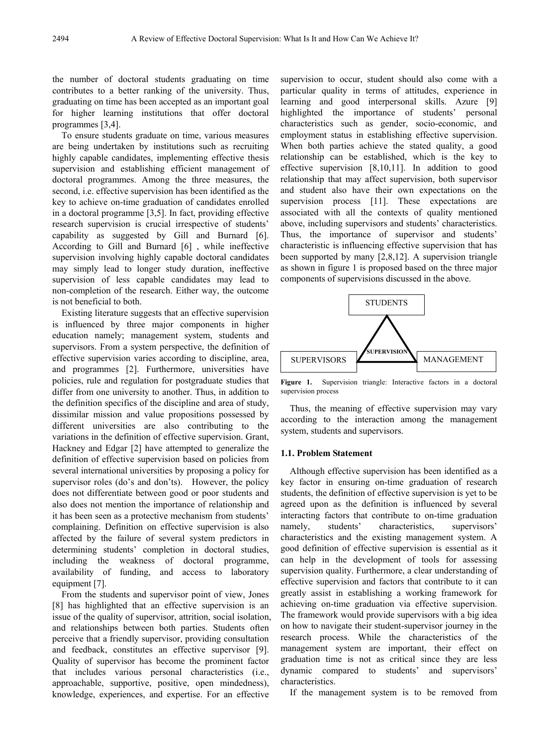the number of doctoral students graduating on time contributes to a better ranking of the university. Thus, graduating on time has been accepted as an important goal for higher learning institutions that offer doctoral programmes [3,4].

To ensure students graduate on time, various measures are being undertaken by institutions such as recruiting highly capable candidates, implementing effective thesis supervision and establishing efficient management of doctoral programmes. Among the three measures, the second, i.e. effective supervision has been identified as the key to achieve on-time graduation of candidates enrolled in a doctoral programme [3,5]. In fact, providing effective research supervision is crucial irrespective of students' capability as suggested by Gill and Burnard [6]. According to Gill and Burnard [6] , while ineffective supervision involving highly capable doctoral candidates may simply lead to longer study duration, ineffective supervision of less capable candidates may lead to non-completion of the research. Either way, the outcome is not beneficial to both.

Existing literature suggests that an effective supervision is influenced by three major components in higher education namely; management system, students and supervisors. From a system perspective, the definition of effective supervision varies according to discipline, area, and programmes [2]. Furthermore, universities have policies, rule and regulation for postgraduate studies that differ from one university to another. Thus, in addition to the definition specifics of the discipline and area of study, dissimilar mission and value propositions possessed by different universities are also contributing to the variations in the definition of effective supervision. Grant, Hackney and Edgar [2] have attempted to generalize the definition of effective supervision based on policies from several international universities by proposing a policy for supervisor roles (do's and don'ts). However, the policy does not differentiate between good or poor students and also does not mention the importance of relationship and it has been seen as a protective mechanism from students' complaining. Definition on effective supervision is also affected by the failure of several system predictors in determining students' completion in doctoral studies, including the weakness of doctoral programme, availability of funding, and access to laboratory equipment [7].

From the students and supervisor point of view, Jones [8] has highlighted that an effective supervision is an issue of the quality of supervisor, attrition, social isolation, and relationships between both parties. Students often perceive that a friendly supervisor, providing consultation and feedback, constitutes an effective supervisor [9]. Quality of supervisor has become the prominent factor that includes various personal characteristics (i.e., approachable, supportive, positive, open mindedness), knowledge, experiences, and expertise. For an effective supervision to occur, student should also come with a particular quality in terms of attitudes, experience in learning and good interpersonal skills. Azure [9] highlighted the importance of students' personal characteristics such as gender, socio-economic, and employment status in establishing effective supervision. When both parties achieve the stated quality, a good relationship can be established, which is the key to effective supervision [8,10,11]. In addition to good relationship that may affect supervision, both supervisor and student also have their own expectations on the supervision process [11]. These expectations are associated with all the contexts of quality mentioned above, including supervisors and students' characteristics. Thus, the importance of supervisor and students' characteristic is influencing effective supervision that has been supported by many [2,8,12]. A supervision triangle as shown in figure 1 is proposed based on the three major components of supervisions discussed in the above.

STUDENTS

SUPERVISION

SUPERVISORS

MANAGEMENT

**Figure 1.** Supervision triangle: Interactive factors in a doctoral supervision process

Thus, the meaning of effective supervision may vary according to the interaction among the management system, students and supervisors.

### 1.1. Problem Statement

Although effective supervision has been identified as a key factor in ensuring on-time graduation of research students, the definition of effective supervision is yet to be agreed upon as the definition is influenced by several interacting factors that contribute to on-time graduation namely, students' characteristics, supervisors' characteristics and the existing management system. A good definition of effective supervision is essential as it can help in the development of tools for assessing supervision quality. Furthermore, a clear understanding of effective supervision and factors that contribute to it can greatly assist in establishing a working framework for achieving on-time graduation via effective supervision. The framework would provide supervisors with a big idea on how to navigate their student-supervisor journey in the research process. While the characteristics of the management system are important, their effect on graduation time is not as critical since they are less dynamic compared to students' and supervisors' characteristics.

If the management system is to be removed from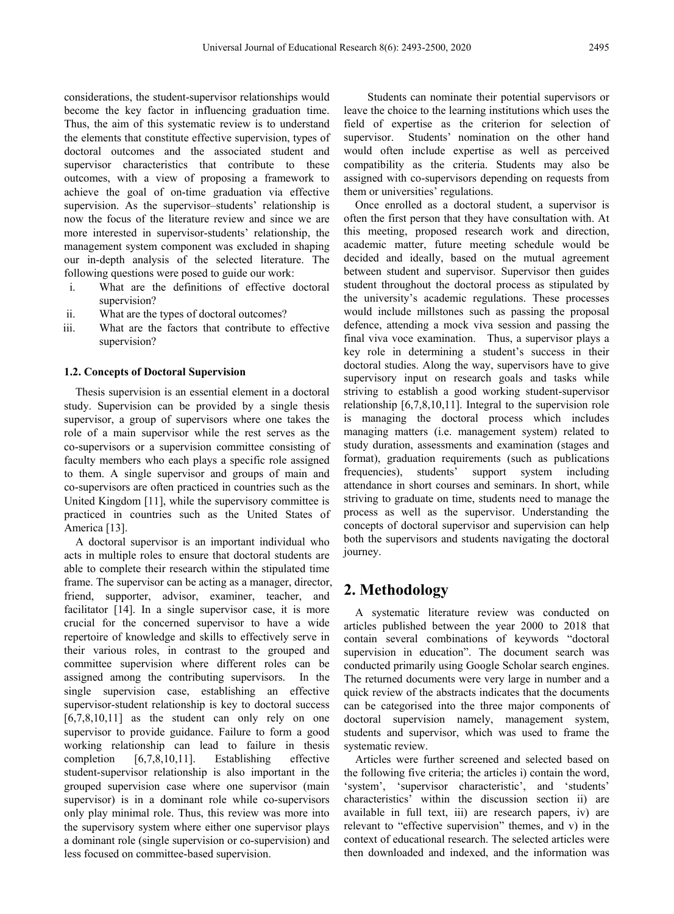considerations, the student-supervisor relationships would become the key factor in influencing graduation time. Thus, the aim of this systematic review is to understand the elements that constitute effective supervision, types of doctoral outcomes and the associated student and supervisor characteristics that contribute to these outcomes, with a view of proposing a framework to achieve the goal of on-time graduation via effective supervision. As the supervisor–students' relationship is now the focus of the literature review and since we are more interested in supervisor-students' relationship, the management system component was excluded in shaping our in-depth analysis of the selected literature. The following questions were posed to guide our work:

i. What are the definitions of effective doctoral supervision?
ii. What are the types of doctoral outcomes?
iii. What are the factors that contribute to effective supervision?

### 1.2. Concepts of Doctoral Supervision

Thesis supervision is an essential element in a doctoral study. Supervision can be provided by a single thesis supervisor, a group of supervisors where one takes the role of a main supervisor while the rest serves as the co-supervisors or a supervision committee consisting of faculty members who each plays a specific role assigned to them. A single supervisor and groups of main and co-supervisors are often practiced in countries such as the United Kingdom [11], while the supervisory committee is practiced in countries such as the United States of America [13].

A doctoral supervisor is an important individual who acts in multiple roles to ensure that doctoral students are able to complete their research within the stipulated time frame. The supervisor can be acting as a manager, director, friend, supporter, advisor, examiner, teacher, and facilitator [14]. In a single supervisor case, it is more crucial for the concerned supervisor to have a wide repertoire of knowledge and skills to effectively serve in their various roles, in contrast to the grouped and committee supervision where different roles can be assigned among the contributing supervisors. In the single supervision case, establishing an effective supervisor-student relationship is key to doctoral success [6,7,8,10,11] as the student can only rely on one supervisor to provide guidance. Failure to form a good working relationship can lead to failure in thesis completion [6,7,8,10,11]. Establishing effective student-supervisor relationship is also important in the grouped supervision case where one supervisor (main supervisor) is in a dominant role while co-supervisors only play minimal role. Thus, this review was more into the supervisory system where either one supervisor plays a dominant role (single supervision or co-supervision) and less focused on committee-based supervision.

Students can nominate their potential supervisors or leave the choice to the learning institutions which uses the field of expertise as the criterion for selection of supervisor. Students' nomination on the other hand would often include expertise as well as perceived compatibility as the criteria. Students may also be assigned with co-supervisors depending on requests from them or universities' regulations.

Once enrolled as a doctoral student, a supervisor is often the first person that they have consultation with. At this meeting, proposed research work and direction, academic matter, future meeting schedule would be decided and ideally, based on the mutual agreement between student and supervisor. Supervisor then guides student throughout the doctoral process as stipulated by the university's academic regulations. These processes would include millstones such as passing the proposal defence, attending a mock viva session and passing the final viva voce examination. Thus, a supervisor plays a key role in determining a student's success in their doctoral studies. Along the way, supervisors have to give supervisory input on research goals and tasks while striving to establish a good working student-supervisor relationship [6,7,8,10,11]. Integral to the supervision role is managing the doctoral process which includes managing matters (i.e. management system) related to study duration, assessments and examination (stages and format), graduation requirements (such as publications frequencies), students' support system including attendance in short courses and seminars. In short, while striving to graduate on time, students need to manage the process as well as the supervisor. Understanding the concepts of doctoral supervisor and supervision can help both the supervisors and students navigating the doctoral journey.

## 2. Methodology

A systematic literature review was conducted on articles published between the year 2000 to 2018 that contain several combinations of keywords "doctoral supervision in education". The document search was conducted primarily using Google Scholar search engines. The returned documents were very large in number and a quick review of the abstracts indicates that the documents can be categorised into the three major components of doctoral supervision namely, management system, students and supervisor, which was used to frame the systematic review.

Articles were further screened and selected based on the following five criteria; the articles i) contain the word, 'system', 'supervisor characteristic', and 'students' characteristics' within the discussion section ii) are available in full text, iii) are research papers, iv) are relevant to "effective supervision" themes, and v) in the context of educational research. The selected articles were then downloaded and indexed, and the information was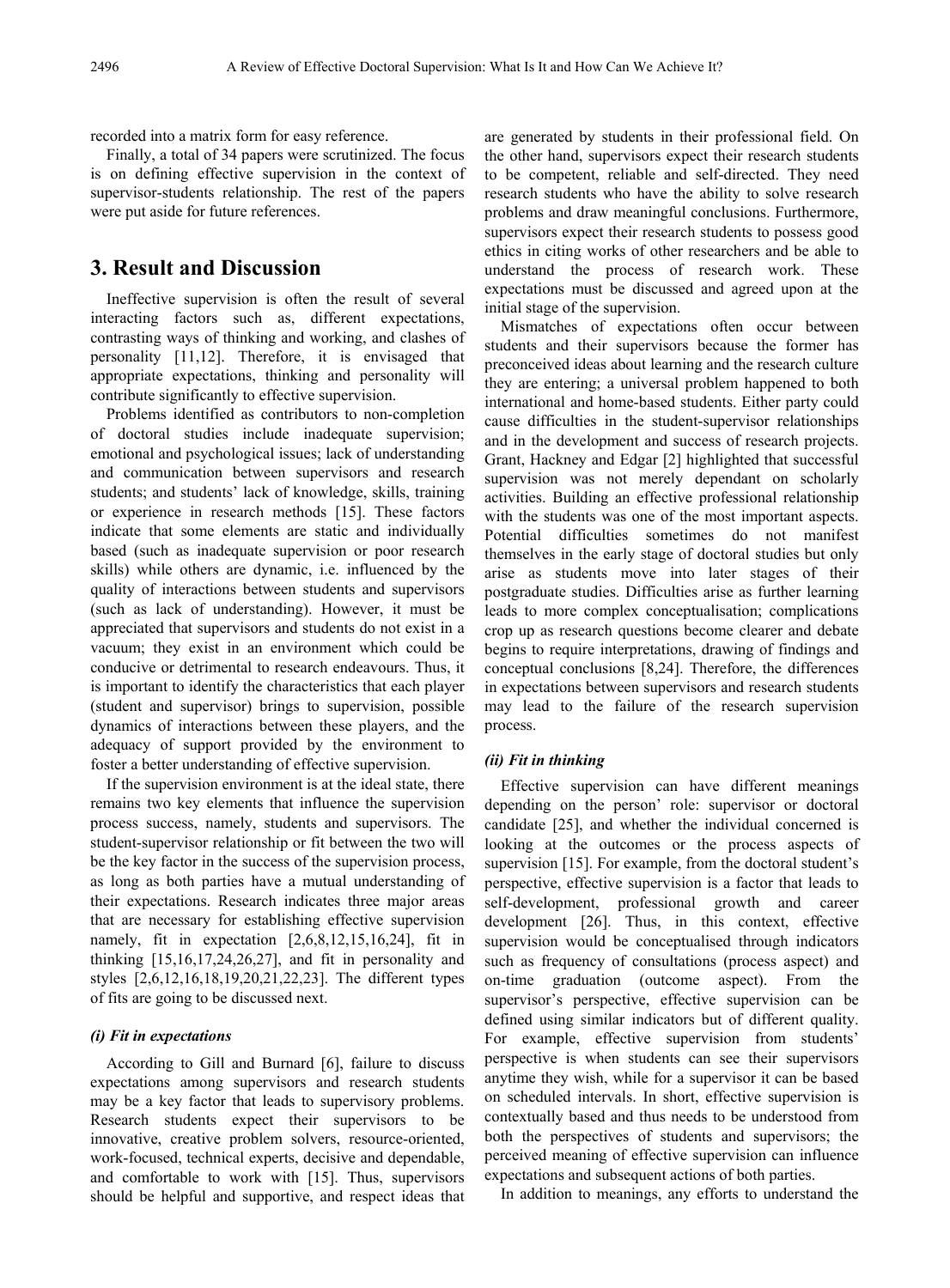recorded into a matrix form for easy reference.

Finally, a total of 34 papers were scrutinized. The focus is on defining effective supervision in the context of supervisor-students relationship. The rest of the papers were put aside for future references.

# 3. Result and Discussion

Ineffective supervision is often the result of several interacting factors such as, different expectations, contrasting ways of thinking and working, and clashes of personality [11,12]. Therefore, it is envisaged that appropriate expectations, thinking and personality will contribute significantly to effective supervision.

Problems identified as contributors to non-completion of doctoral studies include inadequate supervision; emotional and psychological issues; lack of understanding and communication between supervisors and research students; and students' lack of knowledge, skills, training or experience in research methods [15]. These factors indicate that some elements are static and individually based (such as inadequate supervision or poor research skills) while others are dynamic, i.e. influenced by the quality of interactions between students and supervisors (such as lack of understanding). However, it must be appreciated that supervisors and students do not exist in a vacuum; they exist in an environment which could be conducive or detrimental to research endeavours. Thus, it is important to identify the characteristics that each player (student and supervisor) brings to supervision, possible dynamics of interactions between these players, and the adequacy of support provided by the environment to foster a better understanding of effective supervision.

If the supervision environment is at the ideal state, there remains two key elements that influence the supervision process success, namely, students and supervisors. The student-supervisor relationship or fit between the two will be the key factor in the success of the supervision process, as long as both parties have a mutual understanding of their expectations. Research indicates three major areas that are necessary for establishing effective supervision namely, fit in expectation [2,6,8,12,15,16,24], fit in thinking [15,16,17,24,26,27], and fit in personality and styles [2,6,12,16,18,19,20,21,22,23]. The different types of fits are going to be discussed next.

### *(i) Fit in expectations*

According to Gill and Burnard [6], failure to discuss expectations among supervisors and research students may be a key factor that leads to supervisory problems. Research students expect their supervisors to be innovative, creative problem solvers, resource-oriented, work-focused, technical experts, decisive and dependable, and comfortable to work with [15]. Thus, supervisors should be helpful and supportive, and respect ideas that are generated by students in their professional field. On the other hand, supervisors expect their research students to be competent, reliable and self-directed. They need research students who have the ability to solve research problems and draw meaningful conclusions. Furthermore, supervisors expect their research students to possess good ethics in citing works of other researchers and be able to understand the process of research work. These expectations must be discussed and agreed upon at the initial stage of the supervision.

Mismatches of expectations often occur between students and their supervisors because the former has preconceived ideas about learning and the research culture they are entering; a universal problem happened to both international and home-based students. Either party could cause difficulties in the student-supervisor relationships and in the development and success of research projects. Grant, Hackney and Edgar [2] highlighted that successful supervision was not merely dependant on scholarly activities. Building an effective professional relationship with the students was one of the most important aspects. Potential difficulties sometimes do not manifest themselves in the early stage of doctoral studies but only arise as students move into later stages of their postgraduate studies. Difficulties arise as further learning leads to more complex conceptualisation; complications crop up as research questions become clearer and debate begins to require interpretations, drawing of findings and conceptual conclusions [8,24]. Therefore, the differences in expectations between supervisors and research students may lead to the failure of the research supervision process.

### *(ii) Fit in thinking*

Effective supervision can have different meanings depending on the person' role: supervisor or doctoral candidate [25], and whether the individual concerned is looking at the outcomes or the process aspects of supervision [15]. For example, from the doctoral student's perspective, effective supervision is a factor that leads to self-development, professional growth and career development [26]. Thus, in this context, effective supervision would be conceptualised through indicators such as frequency of consultations (process aspect) and on-time graduation (outcome aspect). From the supervisor's perspective, effective supervision can be defined using similar indicators but of different quality. For example, effective supervision from students' perspective is when students can see their supervisors anytime they wish, while for a supervisor it can be based on scheduled intervals. In short, effective supervision is contextually based and thus needs to be understood from both the perspectives of students and supervisors; the perceived meaning of effective supervision can influence expectations and subsequent actions of both parties.

In addition to meanings, any efforts to understand the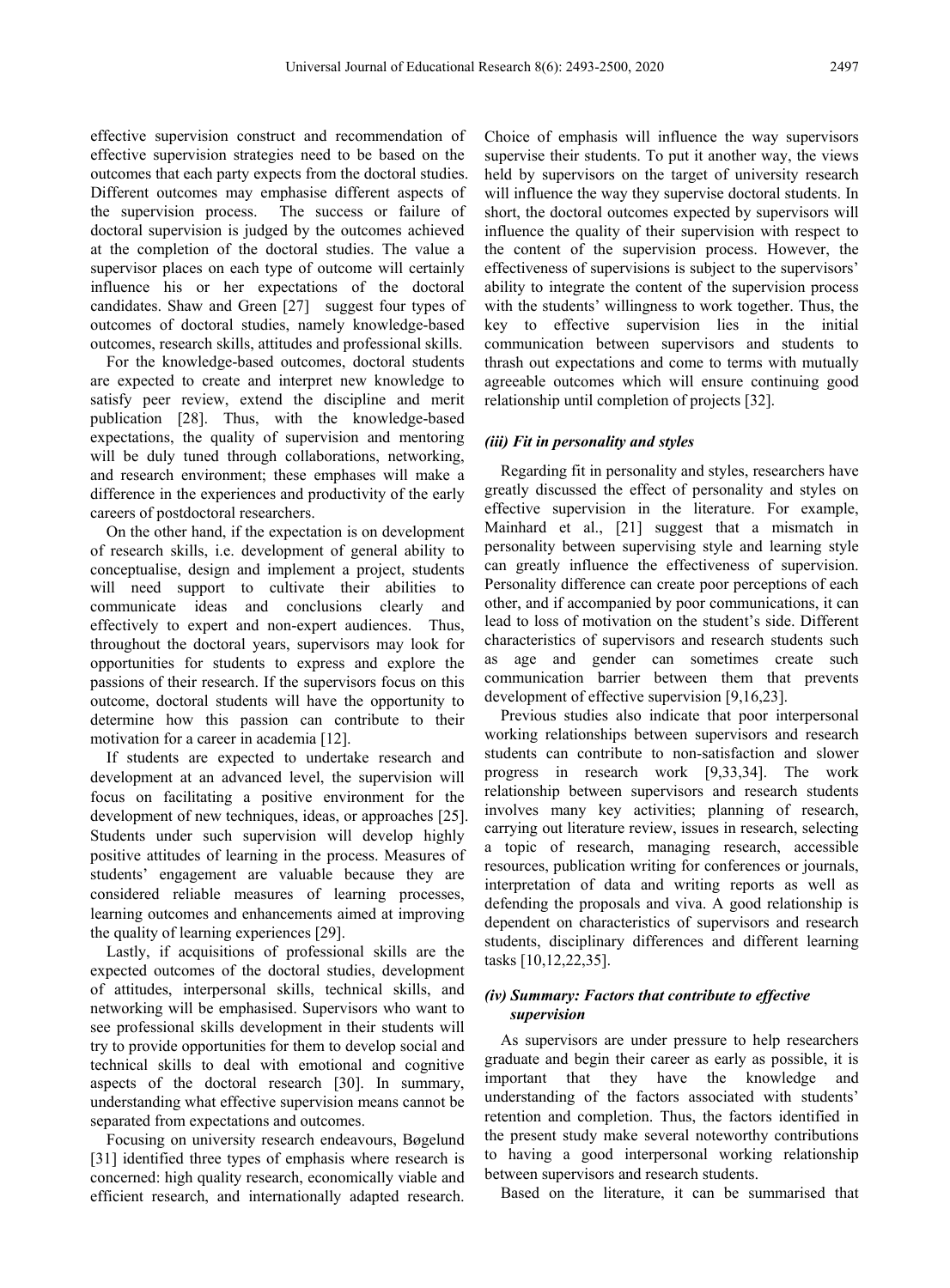effective supervision construct and recommendation of effective supervision strategies need to be based on the outcomes that each party expects from the doctoral studies. Different outcomes may emphasise different aspects of the supervision process. The success or failure of doctoral supervision is judged by the outcomes achieved at the completion of the doctoral studies. The value a supervisor places on each type of outcome will certainly influence his or her expectations of the doctoral candidates. Shaw and Green [27] suggest four types of outcomes of doctoral studies, namely knowledge-based outcomes, research skills, attitudes and professional skills.

For the knowledge-based outcomes, doctoral students are expected to create and interpret new knowledge to satisfy peer review, extend the discipline and merit publication [28]. Thus, with the knowledge-based expectations, the quality of supervision and mentoring will be duly tuned through collaborations, networking, and research environment; these emphases will make a difference in the experiences and productivity of the early careers of postdoctoral researchers.

On the other hand, if the expectation is on development of research skills, i.e. development of general ability to conceptualise, design and implement a project, students will need support to cultivate their abilities to communicate ideas and conclusions clearly and effectively to expert and non-expert audiences. Thus, throughout the doctoral years, supervisors may look for opportunities for students to express and explore the passions of their research. If the supervisors focus on this outcome, doctoral students will have the opportunity to determine how this passion can contribute to their motivation for a career in academia [12].

If students are expected to undertake research and development at an advanced level, the supervision will focus on facilitating a positive environment for the development of new techniques, ideas, or approaches [25]. Students under such supervision will develop highly positive attitudes of learning in the process. Measures of students' engagement are valuable because they are considered reliable measures of learning processes, learning outcomes and enhancements aimed at improving the quality of learning experiences [29].

Lastly, if acquisitions of professional skills are the expected outcomes of the doctoral studies, development of attitudes, interpersonal skills, technical skills, and networking will be emphasised. Supervisors who want to see professional skills development in their students will try to provide opportunities for them to develop social and technical skills to deal with emotional and cognitive aspects of the doctoral research [30]. In summary, understanding what effective supervision means cannot be separated from expectations and outcomes.

Focusing on university research endeavours, Bøgelund [31] identified three types of emphasis where research is concerned: high quality research, economically viable and efficient research, and internationally adapted research. Choice of emphasis will influence the way supervisors supervise their students. To put it another way, the views held by supervisors on the target of university research will influence the way they supervise doctoral students. In short, the doctoral outcomes expected by supervisors will influence the quality of their supervision with respect to the content of the supervision process. However, the effectiveness of supervisions is subject to the supervisors' ability to integrate the content of the supervision process with the students' willingness to work together. Thus, the key to effective supervision lies in the initial communication between supervisors and students to thrash out expectations and come to terms with mutually agreeable outcomes which will ensure continuing good relationship until completion of projects [32].

#### *(iii) Fit in personality and styles*

Regarding fit in personality and styles, researchers have greatly discussed the effect of personality and styles on effective supervision in the literature. For example, Mainhard et al., [21] suggest that a mismatch in personality between supervising style and learning style can greatly influence the effectiveness of supervision. Personality difference can create poor perceptions of each other, and if accompanied by poor communications, it can lead to loss of motivation on the student's side. Different characteristics of supervisors and research students such as age and gender can sometimes create such communication barrier between them that prevents development of effective supervision [9,16,23].

Previous studies also indicate that poor interpersonal working relationships between supervisors and research students can contribute to non-satisfaction and slower progress in research work [9,33,34]. The work relationship between supervisors and research students involves many key activities; planning of research, carrying out literature review, issues in research, selecting a topic of research, managing research, accessible resources, publication writing for conferences or journals, interpretation of data and writing reports as well as defending the proposals and viva. A good relationship is dependent on characteristics of supervisors and research students, disciplinary differences and different learning tasks [10,12,22,35].

#### *(iv) Summary: Factors that contribute to effective supervision*

As supervisors are under pressure to help researchers graduate and begin their career as early as possible, it is important that they have the knowledge and understanding of the factors associated with students' retention and completion. Thus, the factors identified in the present study make several noteworthy contributions to having a good interpersonal working relationship between supervisors and research students.

Based on the literature, it can be summarised that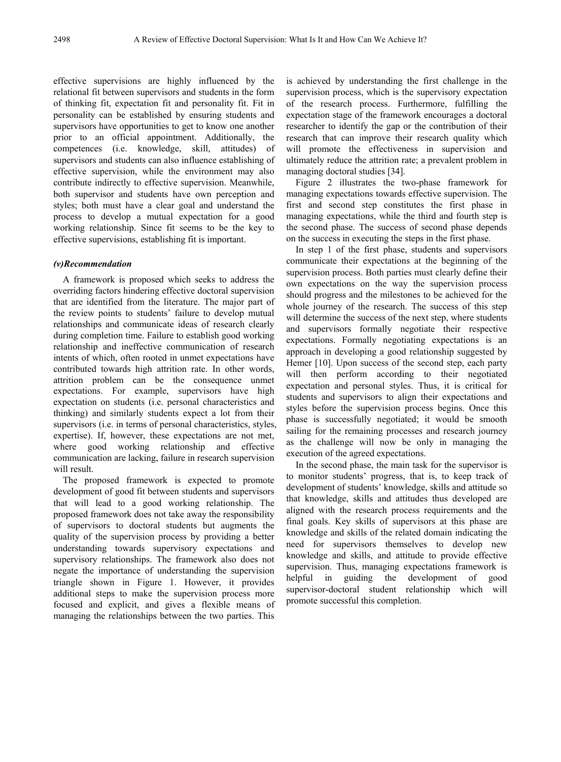effective supervisions are highly influenced by the relational fit between supervisors and students in the form of thinking fit, expectation fit and personality fit. Fit in personality can be established by ensuring students and supervisors have opportunities to get to know one another prior to an official appointment. Additionally, the competences (i.e. knowledge, skill, attitudes) of supervisors and students can also influence establishing of effective supervision, while the environment may also contribute indirectly to effective supervision. Meanwhile, both supervisor and students have own perception and styles; both must have a clear goal and understand the process to develop a mutual expectation for a good working relationship. Since fit seems to be the key to effective supervisions, establishing fit is important.

### *(v)Recommendation*

A framework is proposed which seeks to address the overriding factors hindering effective doctoral supervision that are identified from the literature. The major part of the review points to students' failure to develop mutual relationships and communicate ideas of research clearly during completion time. Failure to establish good working relationship and ineffective communication of research intents of which, often rooted in unmet expectations have contributed towards high attrition rate. In other words, attrition problem can be the consequence unmet expectations. For example, supervisors have high expectation on students (i.e. personal characteristics and thinking) and similarly students expect a lot from their supervisors (i.e. in terms of personal characteristics, styles, expertise). If, however, these expectations are not met, where good working relationship and effective communication are lacking, failure in research supervision will result.

The proposed framework is expected to promote development of good fit between students and supervisors that will lead to a good working relationship. The proposed framework does not take away the responsibility of supervisors to doctoral students but augments the quality of the supervision process by providing a better understanding towards supervisory expectations and supervisory relationships. The framework also does not negate the importance of understanding the supervision triangle shown in Figure 1. However, it provides additional steps to make the supervision process more focused and explicit, and gives a flexible means of managing the relationships between the two parties. This is achieved by understanding the first challenge in the supervision process, which is the supervisory expectation of the research process. Furthermore, fulfilling the expectation stage of the framework encourages a doctoral researcher to identify the gap or the contribution of their research that can improve their research quality which will promote the effectiveness in supervision and ultimately reduce the attrition rate; a prevalent problem in managing doctoral studies [34].

Figure 2 illustrates the two-phase framework for managing expectations towards effective supervision. The first and second step constitutes the first phase in managing expectations, while the third and fourth step is the second phase. The success of second phase depends on the success in executing the steps in the first phase.

In step 1 of the first phase, students and supervisors communicate their expectations at the beginning of the supervision process. Both parties must clearly define their own expectations on the way the supervision process should progress and the milestones to be achieved for the whole journey of the research. The success of this step will determine the success of the next step, where students and supervisors formally negotiate their respective expectations. Formally negotiating expectations is an approach in developing a good relationship suggested by Hemer [10]. Upon success of the second step, each party will then perform according to their negotiated expectation and personal styles. Thus, it is critical for students and supervisors to align their expectations and styles before the supervision process begins. Once this phase is successfully negotiated; it would be smooth sailing for the remaining processes and research journey as the challenge will now be only in managing the execution of the agreed expectations.

In the second phase, the main task for the supervisor is to monitor students' progress, that is, to keep track of development of students' knowledge, skills and attitude so that knowledge, skills and attitudes thus developed are aligned with the research process requirements and the final goals. Key skills of supervisors at this phase are knowledge and skills of the related domain indicating the need for supervisors themselves to develop new knowledge and skills, and attitude to provide effective supervision. Thus, managing expectations framework is helpful in guiding the development of good supervisor-doctoral student relationship which will promote successful this completion.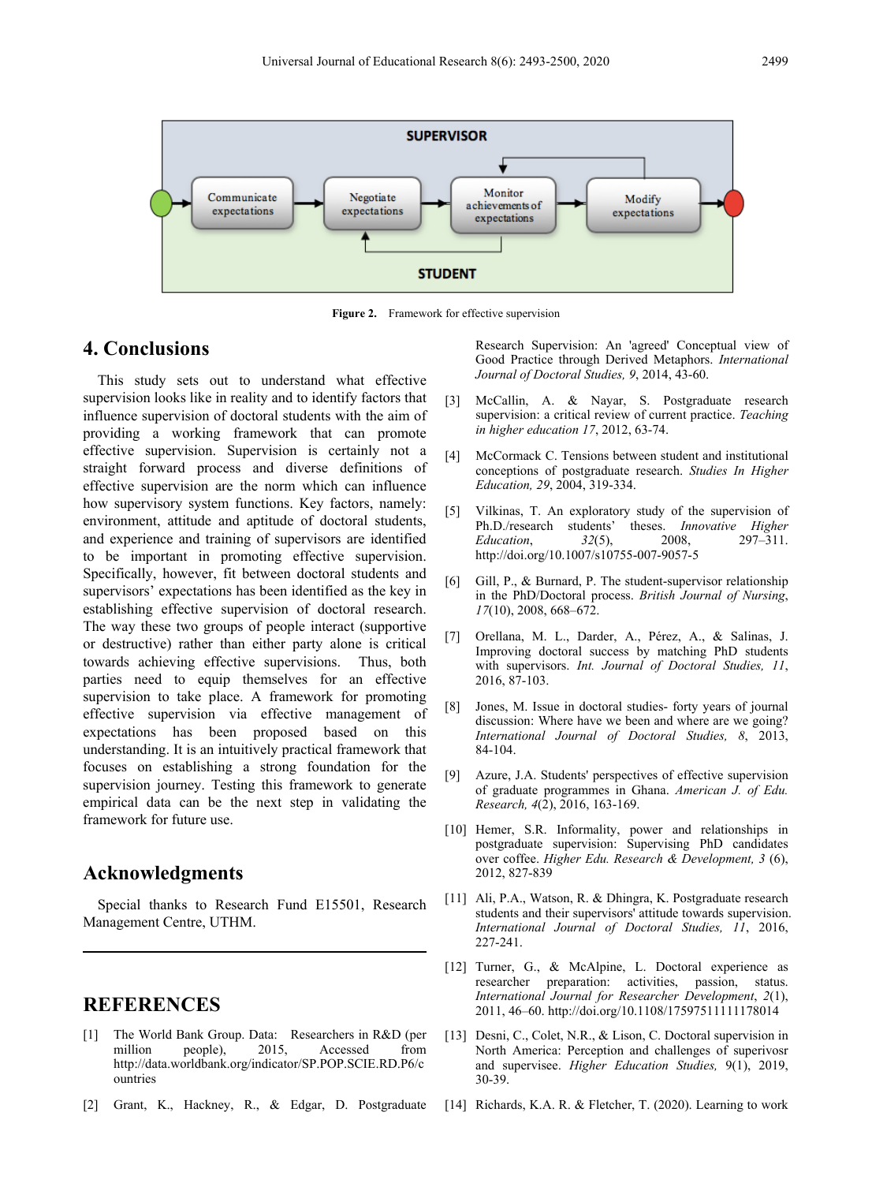Figure 2. Framework for effective supervision

## 4. Conclusions

This study sets out to understand what effective supervision looks like in reality and to identify factors that influence supervision of doctoral students with the aim of providing a working framework that can promote effective supervision. Supervision is certainly not a straight forward process and diverse definitions of effective supervision are the norm which can influence how supervisory system functions. Key factors, namely: environment, attitude and aptitude of doctoral students, and experience and training of supervisors are identified to be important in promoting effective supervision. Specifically, however, fit between doctoral students and supervisors' expectations has been identified as the key in establishing effective supervision of doctoral research. The way these two groups of people interact (supportive or destructive) rather than either party alone is critical towards achieving effective supervisions. Thus, both parties need to equip themselves for an effective supervision to take place. A framework for promoting effective supervision via effective management of expectations has been proposed based on this understanding. It is an intuitively practical framework that focuses on establishing a strong foundation for the supervision journey. Testing this framework to generate empirical data can be the next step in validating the framework for future use.

## Acknowledgments

Special thanks to Research Fund E15501, Research Management Centre, UTHM.

## REFERENCES

[1] The World Bank Group. Data: Researchers in R&D (per million people), 2015, Accessed from http://data.worldbank.org/indicator/SP.POP.SCIE.RD.P6/countries

[2] Grant, K., Hackney, R., & Edgar, D. Postgraduate Research Supervision: An 'agreed' Conceptual view of Good Practice through Derived Metaphors. *International Journal of Doctoral Studies, 9*, 2014, 43-60.

[3] McCallin, A. & Nayar, S. Postgraduate research supervision: a critical review of current practice. *Teaching in higher education 17*, 2012, 63-74.

[4] McCormack C. Tensions between student and institutional conceptions of postgraduate research. *Studies In Higher Education, 29*, 2004, 319-334.

[5] Vilkinas, T. An exploratory study of the supervision of Ph.D./research students' theses. *Innovative Higher Education*, *32*(5), 2008, 297–311. http://doi.org/10.1007/s10755-007-9057-5

[6] Gill, P., & Burnard, P. The student-supervisor relationship in the PhD/Doctoral process. *British Journal of Nursing*, *17*(10), 2008, 668–672.

[7] Orellana, M. L., Darder, A., Pérez, A., & Salinas, J. Improving doctoral success by matching PhD students with supervisors. *Int. Journal of Doctoral Studies, 11*, 2016, 87-103.

[8] Jones, M. Issue in doctoral studies- forty years of journal discussion: Where have we been and where are we going? *International Journal of Doctoral Studies, 8*, 2013, 84-104.

[9] Azure, J.A. Students' perspectives of effective supervision of graduate programmes in Ghana. *American J. of Edu. Research, 4*(2), 2016, 163-169.

[10] Hemer, S.R. Informality, power and relationships in postgraduate supervision: Supervising PhD candidates over coffee. *Higher Edu. Research & Development, 3* (6), 2012, 827-839

[11] Ali, P.A., Watson, R. & Dhingra, K. Postgraduate research students and their supervisors' attitude towards supervision. *International Journal of Doctoral Studies, 11*, 2016, 227-241.

[12] Turner, G., & McAlpine, L. Doctoral experience as researcher preparation: activities, passion, status. *International Journal for Researcher Development*, *2*(1), 2011, 46–60. http://doi.org/10.1108/17597511111178014

[13] Desni, C., Colet, N.R., & Lison, C. Doctoral supervision in North America: Perception and challenges of superivosr and supervisee. *Higher Education Studies,* 9(1), 2019, 30-39.

[14] Richards, K.A. R. & Fletcher, T. (2020). Learning to work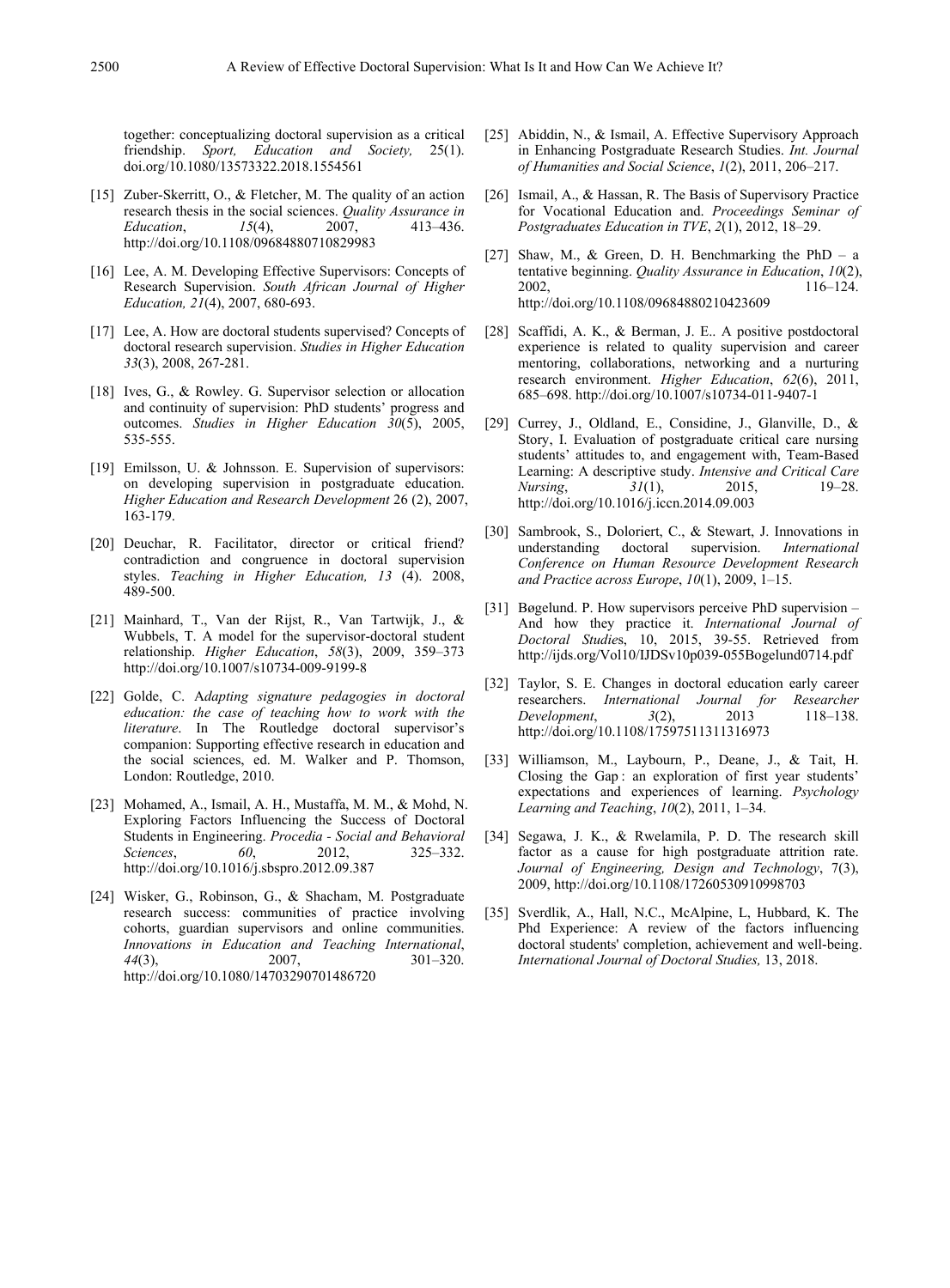together: conceptualizing doctoral supervision as a critical friendship. *Sport, Education and Society,* 25(1). doi.org/10.1080/13573322.2018.1554561

[15] Zuber-Skerritt, O., & Fletcher, M. The quality of an action research thesis in the social sciences. *Quality Assurance in Education*, *15*(4), 2007, 413–436. http://doi.org/10.1108/09684880710829983

[16] Lee, A. M. Developing Effective Supervisors: Concepts of Research Supervision. *South African Journal of Higher Education, 21*(4), 2007, 680-693.

[17] Lee, A. How are doctoral students supervised? Concepts of doctoral research supervision. *Studies in Higher Education 33*(3), 2008, 267-281.

[18] Ives, G., & Rowley. G. Supervisor selection or allocation and continuity of supervision: PhD students' progress and outcomes. *Studies in Higher Education 30*(5), 2005, 535-555.

[19] Emilsson, U. & Johnsson. E. Supervision of supervisors: on developing supervision in postgraduate education. *Higher Education and Research Development* 26 (2), 2007, 163-179.

[20] Deuchar, R. Facilitator, director or critical friend? contradiction and congruence in doctoral supervision styles. *Teaching in Higher Education, 13* (4). 2008, 489-500.

[21] Mainhard, T., Van der Rijst, R., Van Tartwijk, J., & Wubbels, T. A model for the supervisor-doctoral student relationship. *Higher Education*, *58*(3), 2009, 359–373 http://doi.org/10.1007/s10734-009-9199-8

[22] Golde, C. A*dapting signature pedagogies in doctoral education: the case of teaching how to work with the literature*. In The Routledge doctoral supervisor's companion: Supporting effective research in education and the social sciences, ed. M. Walker and P. Thomson, London: Routledge, 2010.

[23] Mohamed, A., Ismail, A. H., Mustaffa, M. M., & Mohd, N. Exploring Factors Influencing the Success of Doctoral Students in Engineering. *Procedia - Social and Behavioral Sciences*, *60*, 2012, 325–332. http://doi.org/10.1016/j.sbspro.2012.09.387

[24] Wisker, G., Robinson, G., & Shacham, M. Postgraduate research success: communities of practice involving cohorts, guardian supervisors and online communities. *Innovations in Education and Teaching International*, *44*(3), 2007, 301–320. http://doi.org/10.1080/14703290701486720

[25] Abiddin, N., & Ismail, A. Effective Supervisory Approach in Enhancing Postgraduate Research Studies. *Int. Journal of Humanities and Social Science*, *1*(2), 2011, 206–217.

[26] Ismail, A., & Hassan, R. The Basis of Supervisory Practice for Vocational Education and. *Proceedings Seminar of Postgraduates Education in TVE*, *2*(1), 2012, 18–29.

[27] Shaw, M., & Green, D. H. Benchmarking the PhD – a tentative beginning. *Quality Assurance in Education*, *10*(2), 2002, 116–124. http://doi.org/10.1108/09684880210423609

[28] Scaffidi, A. K., & Berman, J. E.. A positive postdoctoral experience is related to quality supervision and career mentoring, collaborations, networking and a nurturing research environment. *Higher Education*, *62*(6), 2011, 685–698. http://doi.org/10.1007/s10734-011-9407-1

[29] Currey, J., Oldland, E., Considine, J., Glanville, D., & Story, I. Evaluation of postgraduate critical care nursing students' attitudes to, and engagement with, Team-Based Learning: A descriptive study. *Intensive and Critical Care Nursing*, *31*(1), 2015, 19–28. http://doi.org/10.1016/j.iccn.2014.09.003

[30] Sambrook, S., Doloriert, C., & Stewart, J. Innovations in understanding doctoral supervision. *International Conference on Human Resource Development Research and Practice across Europe*, *10*(1), 2009, 1–15.

[31] Bøgelund. P. How supervisors perceive PhD supervision – And how they practice it. *International Journal of Doctoral Studie*s, 10, 2015, 39-55. Retrieved from http://ijds.org/Vol10/IJDSv10p039-055Bogelund0714.pdf

[32] Taylor, S. E. Changes in doctoral education early career researchers. *International Journal for Researcher Development*, *3*(2), 2013 118–138. http://doi.org/10.1108/17597511311316973

[33] Williamson, M., Laybourn, P., Deane, J., & Tait, H. Closing the Gap : an exploration of first year students' expectations and experiences of learning. *Psychology Learning and Teaching*, *10*(2), 2011, 1–34.

[34] Segawa, J. K., & Rwelamila, P. D. The research skill factor as a cause for high postgraduate attrition rate. *Journal of Engineering, Design and Technology*, 7(3), 2009, http://doi.org/10.1108/17260530910998703

[35] Sverdlik, A., Hall, N.C., McAlpine, L, Hubbard, K. The Phd Experience: A review of the factors influencing doctoral students' completion, achievement and well-being. *International Journal of Doctoral Studies,* 13, 2018.